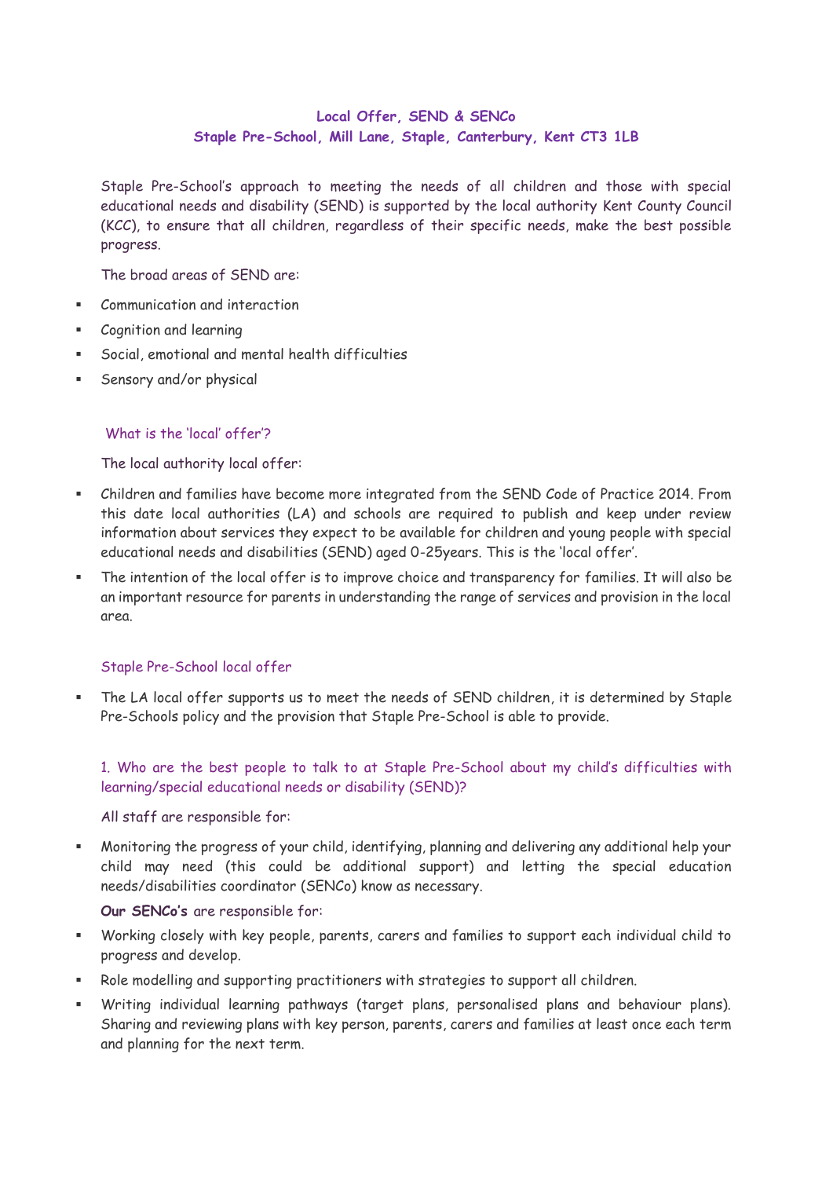# Local Offer, SEND & SENCo
## Staple Pre-School, Mill Lane, Staple, Canterbury, Kent CT3 1LB

Staple Pre-School's approach to meeting the needs of all children and those with special educational needs and disability (SEND) is supported by the local authority Kent County Council (KCC), to ensure that all children, regardless of their specific needs, make the best possible progress.

The broad areas of SEND are:

- Communication and interaction
- Cognition and learning
- Social, emotional and mental health difficulties
- Sensory and/or physical

### What is the 'local' offer'?

The local authority local offer:

- Children and families have become more integrated from the SEND Code of Practice 2014. From this date local authorities (LA) and schools are required to publish and keep under review information about services they expect to be available for children and young people with special educational needs and disabilities (SEND) aged 0-25years. This is the 'local offer'.
- The intention of the local offer is to improve choice and transparency for families. It will also be an important resource for parents in understanding the range of services and provision in the local area.

### Staple Pre-School local offer

- The LA local offer supports us to meet the needs of SEND children, it is determined by Staple Pre-Schools policy and the provision that Staple Pre-School is able to provide.

### 1. Who are the best people to talk to at Staple Pre-School about my child's difficulties with learning/special educational needs or disability (SEND)?

All staff are responsible for:

- Monitoring the progress of your child, identifying, planning and delivering any additional help your child may need (this could be additional support) and letting the special education needs/disabilities coordinator (SENCo) know as necessary.

**Our SENCo's** are responsible for:

- Working closely with key people, parents, carers and families to support each individual child to progress and develop.
- Role modelling and supporting practitioners with strategies to support all children.
- Writing individual learning pathways (target plans, personalised plans and behaviour plans). Sharing and reviewing plans with key person, parents, carers and families at least once each term and planning for the next term.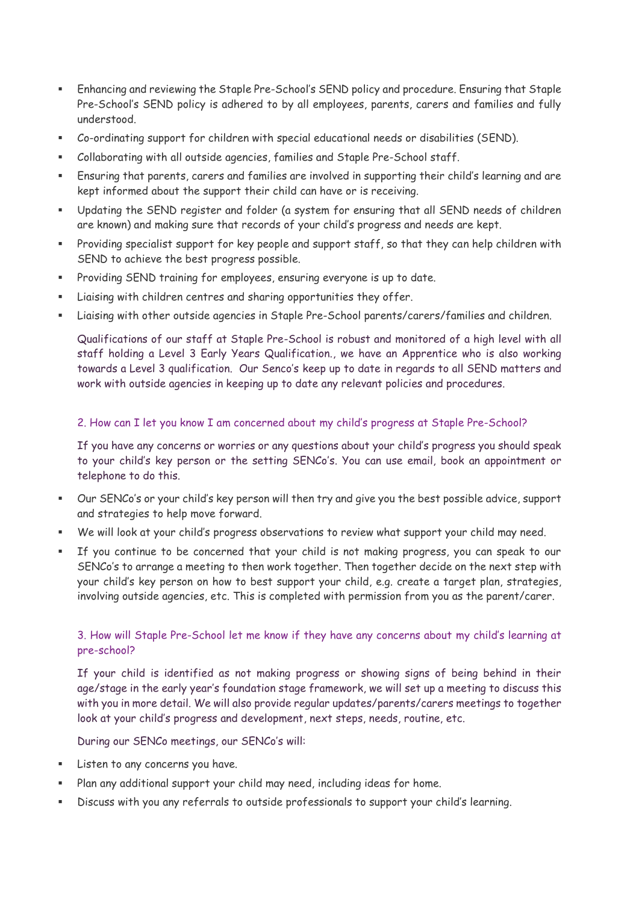- Enhancing and reviewing the Staple Pre-School's SEND policy and procedure. Ensuring that Staple Pre-School's SEND policy is adhered to by all employees, parents, carers and families and fully understood.
- Co-ordinating support for children with special educational needs or disabilities (SEND).
- Collaborating with all outside agencies, families and Staple Pre-School staff.
- Ensuring that parents, carers and families are involved in supporting their child's learning and are kept informed about the support their child can have or is receiving.
- Updating the SEND register and folder (a system for ensuring that all SEND needs of children are known) and making sure that records of your child's progress and needs are kept.
- Providing specialist support for key people and support staff, so that they can help children with SEND to achieve the best progress possible.
- Providing SEND training for employees, ensuring everyone is up to date.
- Liaising with children centres and sharing opportunities they offer.
- Liaising with other outside agencies in Staple Pre-School parents/carers/families and children.

Qualifications of our staff at Staple Pre-School is robust and monitored of a high level with all staff holding a Level 3 Early Years Qualification., we have an Apprentice who is also working towards a Level 3 qualification. Our Senco's keep up to date in regards to all SEND matters and work with outside agencies in keeping up to date any relevant policies and procedures.

## 2. How can I let you know I am concerned about my child's progress at Staple Pre-School?

If you have any concerns or worries or any questions about your child's progress you should speak to your child's key person or the setting SENCo's. You can use email, book an appointment or telephone to do this.

- Our SENCo's or your child's key person will then try and give you the best possible advice, support and strategies to help move forward.
- We will look at your child's progress observations to review what support your child may need.
- If you continue to be concerned that your child is not making progress, you can speak to our SENCo's to arrange a meeting to then work together. Then together decide on the next step with your child's key person on how to best support your child, e.g. create a target plan, strategies, involving outside agencies, etc. This is completed with permission from you as the parent/carer.

## 3. How will Staple Pre-School let me know if they have any concerns about my child's learning at pre-school?

If your child is identified as not making progress or showing signs of being behind in their age/stage in the early year's foundation stage framework, we will set up a meeting to discuss this with you in more detail. We will also provide regular updates/parents/carers meetings to together look at your child's progress and development, next steps, needs, routine, etc.

During our SENCo meetings, our SENCo's will:

- Listen to any concerns you have.
- Plan any additional support your child may need, including ideas for home.
- Discuss with you any referrals to outside professionals to support your child's learning.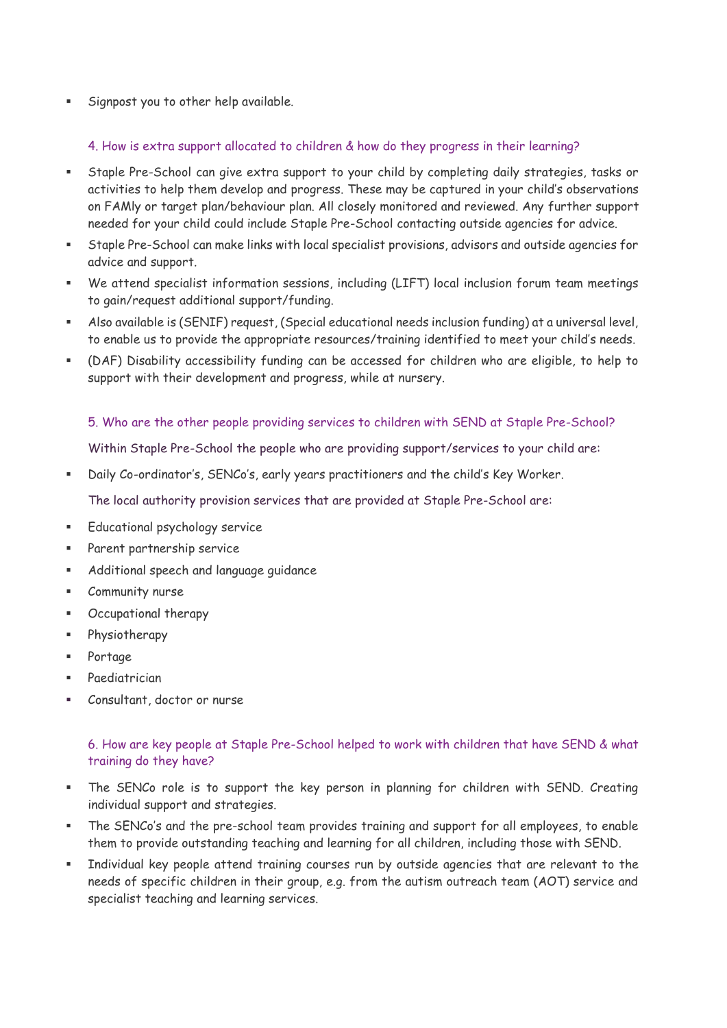- Signpost you to other help available.

### 4. How is extra support allocated to children & how do they progress in their learning?

- Staple Pre-School can give extra support to your child by completing daily strategies, tasks or activities to help them develop and progress. These may be captured in your child's observations on FAMly or target plan/behaviour plan. All closely monitored and reviewed. Any further support needed for your child could include Staple Pre-School contacting outside agencies for advice.
- Staple Pre-School can make links with local specialist provisions, advisors and outside agencies for advice and support.
- We attend specialist information sessions, including (LIFT) local inclusion forum team meetings to gain/request additional support/funding.
- Also available is (SENIF) request, (Special educational needs inclusion funding) at a universal level, to enable us to provide the appropriate resources/training identified to meet your child's needs.
- (DAF) Disability accessibility funding can be accessed for children who are eligible, to help to support with their development and progress, while at nursery.

### 5. Who are the other people providing services to children with SEND at Staple Pre-School?

Within Staple Pre-School the people who are providing support/services to your child are:

- Daily Co-ordinator's, SENCo's, early years practitioners and the child's Key Worker.

The local authority provision services that are provided at Staple Pre-School are:

- Educational psychology service
- Parent partnership service
- Additional speech and language guidance
- Community nurse
- Occupational therapy
- Physiotherapy
- Portage
- Paediatrician
- Consultant, doctor or nurse

### 6. How are key people at Staple Pre-School helped to work with children that have SEND & what training do they have?

- The SENCo role is to support the key person in planning for children with SEND. Creating individual support and strategies.
- The SENCo's and the pre-school team provides training and support for all employees, to enable them to provide outstanding teaching and learning for all children, including those with SEND.
- Individual key people attend training courses run by outside agencies that are relevant to the needs of specific children in their group, e.g. from the autism outreach team (AOT) service and specialist teaching and learning services.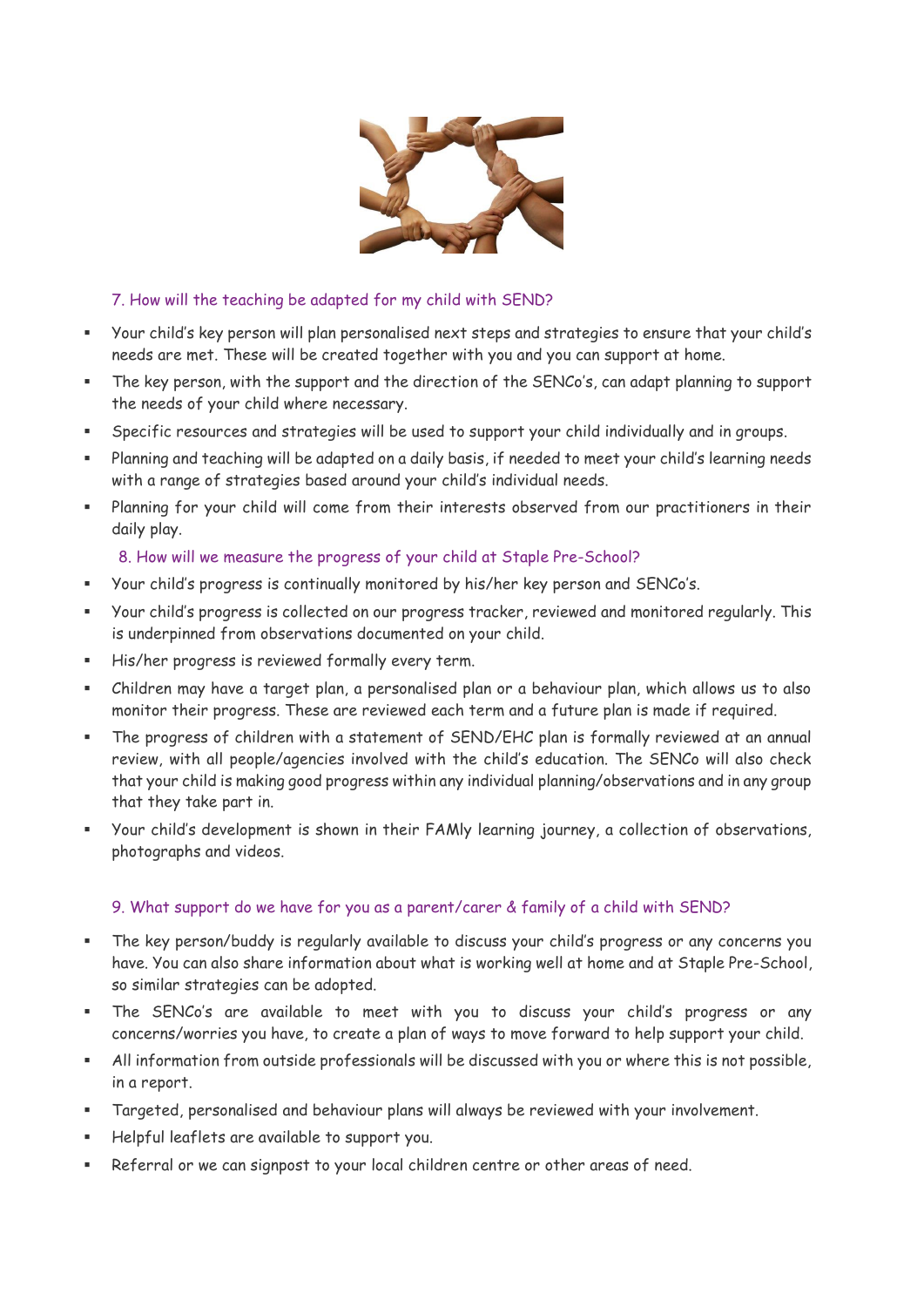## 7. How will the teaching be adapted for my child with SEND?

- Your child's key person will plan personalised next steps and strategies to ensure that your child's needs are met. These will be created together with you and you can support at home.
- The key person, with the support and the direction of the SENCo's, can adapt planning to support the needs of your child where necessary.
- Specific resources and strategies will be used to support your child individually and in groups.
- Planning and teaching will be adapted on a daily basis, if needed to meet your child's learning needs with a range of strategies based around your child's individual needs.
- Planning for your child will come from their interests observed from our practitioners in their daily play.

## 8. How will we measure the progress of your child at Staple Pre-School?

- Your child's progress is continually monitored by his/her key person and SENCo's.
- Your child's progress is collected on our progress tracker, reviewed and monitored regularly. This is underpinned from observations documented on your child.
- His/her progress is reviewed formally every term.
- Children may have a target plan, a personalised plan or a behaviour plan, which allows us to also monitor their progress. These are reviewed each term and a future plan is made if required.
- The progress of children with a statement of SEND/EHC plan is formally reviewed at an annual review, with all people/agencies involved with the child's education. The SENCo will also check that your child is making good progress within any individual planning/observations and in any group that they take part in.
- Your child's development is shown in their FAMly learning journey, a collection of observations, photographs and videos.

## 9. What support do we have for you as a parent/carer & family of a child with SEND?

- The key person/buddy is regularly available to discuss your child's progress or any concerns you have. You can also share information about what is working well at home and at Staple Pre-School, so similar strategies can be adopted.
- The SENCo's are available to meet with you to discuss your child's progress or any concerns/worries you have, to create a plan of ways to move forward to help support your child.
- All information from outside professionals will be discussed with you or where this is not possible, in a report.
- Targeted, personalised and behaviour plans will always be reviewed with your involvement.
- Helpful leaflets are available to support you.
- Referral or we can signpost to your local children centre or other areas of need.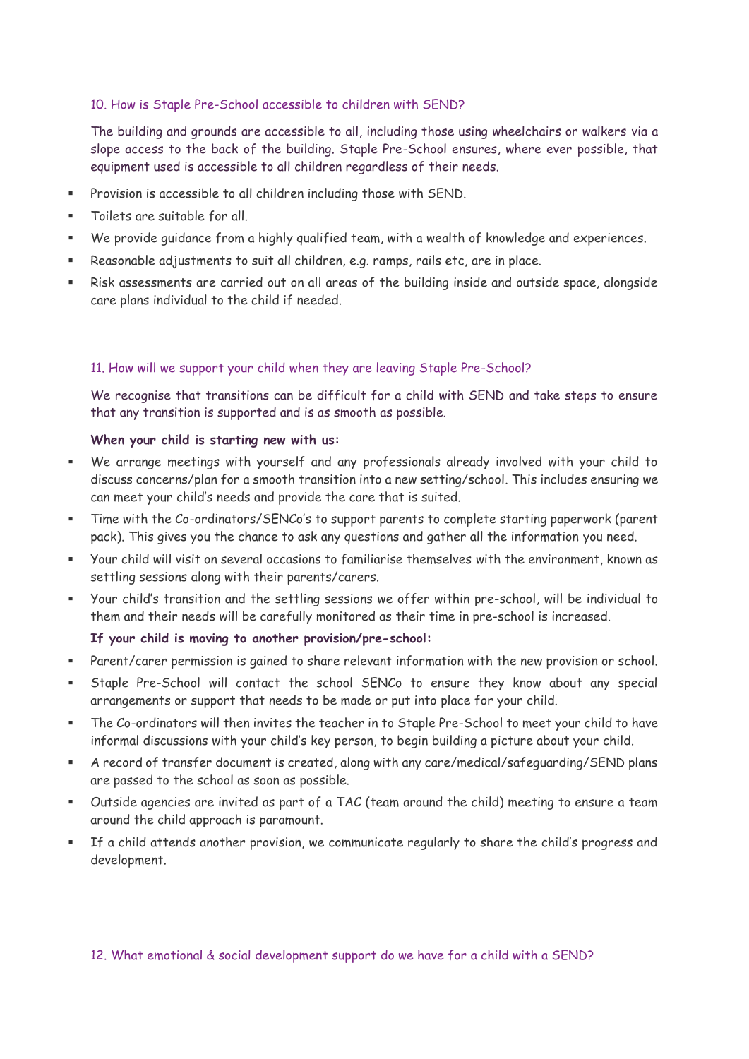## 10. How is Staple Pre-School accessible to children with SEND?

The building and grounds are accessible to all, including those using wheelchairs or walkers via a slope access to the back of the building. Staple Pre-School ensures, where ever possible, that equipment used is accessible to all children regardless of their needs.

- Provision is accessible to all children including those with SEND.
- Toilets are suitable for all.
- We provide guidance from a highly qualified team, with a wealth of knowledge and experiences.
- Reasonable adjustments to suit all children, e.g. ramps, rails etc, are in place.
- Risk assessments are carried out on all areas of the building inside and outside space, alongside care plans individual to the child if needed.

## 11. How will we support your child when they are leaving Staple Pre-School?

We recognise that transitions can be difficult for a child with SEND and take steps to ensure that any transition is supported and is as smooth as possible.

**When your child is starting new with us:**

- We arrange meetings with yourself and any professionals already involved with your child to discuss concerns/plan for a smooth transition into a new setting/school. This includes ensuring we can meet your child's needs and provide the care that is suited.
- Time with the Co-ordinators/SENCo's to support parents to complete starting paperwork (parent pack). This gives you the chance to ask any questions and gather all the information you need.
- Your child will visit on several occasions to familiarise themselves with the environment, known as settling sessions along with their parents/carers.
- Your child's transition and the settling sessions we offer within pre-school, will be individual to them and their needs will be carefully monitored as their time in pre-school is increased.

**If your child is moving to another provision/pre-school:**

- Parent/carer permission is gained to share relevant information with the new provision or school.
- Staple Pre-School will contact the school SENCo to ensure they know about any special arrangements or support that needs to be made or put into place for your child.
- The Co-ordinators will then invites the teacher in to Staple Pre-School to meet your child to have informal discussions with your child's key person, to begin building a picture about your child.
- A record of transfer document is created, along with any care/medical/safeguarding/SEND plans are passed to the school as soon as possible.
- Outside agencies are invited as part of a TAC (team around the child) meeting to ensure a team around the child approach is paramount.
- If a child attends another provision, we communicate regularly to share the child's progress and development.

## 12. What emotional & social development support do we have for a child with a SEND?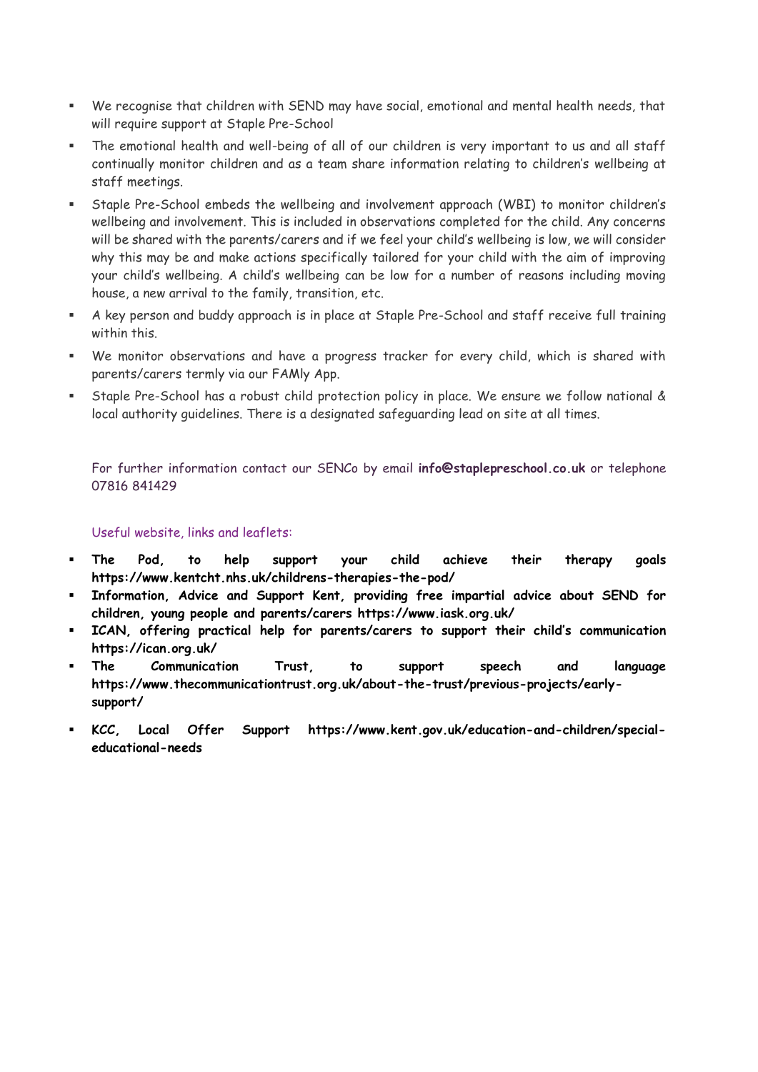- We recognise that children with SEND may have social, emotional and mental health needs, that will require support at Staple Pre-School
- The emotional health and well-being of all of our children is very important to us and all staff continually monitor children and as a team share information relating to children's wellbeing at staff meetings.
- Staple Pre-School embeds the wellbeing and involvement approach (WBI) to monitor children's wellbeing and involvement. This is included in observations completed for the child. Any concerns will be shared with the parents/carers and if we feel your child's wellbeing is low, we will consider why this may be and make actions specifically tailored for your child with the aim of improving your child's wellbeing. A child's wellbeing can be low for a number of reasons including moving house, a new arrival to the family, transition, etc.
- A key person and buddy approach is in place at Staple Pre-School and staff receive full training within this.
- We monitor observations and have a progress tracker for every child, which is shared with parents/carers termly via our FAMly App.
- Staple Pre-School has a robust child protection policy in place. We ensure we follow national & local authority guidelines. There is a designated safeguarding lead on site at all times.

For further information contact our SENCo by email **info@staplepreschool.co.uk** or telephone 07816 841429

Useful website, links and leaflets:

- **The Pod, to help support your child achieve their therapy goals https://www.kentcht.nhs.uk/childrens-therapies-the-pod/**
- **Information, Advice and Support Kent, providing free impartial advice about SEND for children, young people and parents/carers https://www.iask.org.uk/**
- **ICAN, offering practical help for parents/carers to support their child's communication https://ican.org.uk/**
- **The Communication Trust, to support speech and language https://www.thecommunicationtrust.org.uk/about-the-trust/previous-projects/early-support/**
- **KCC, Local Offer Support https://www.kent.gov.uk/education-and-children/special-educational-needs**